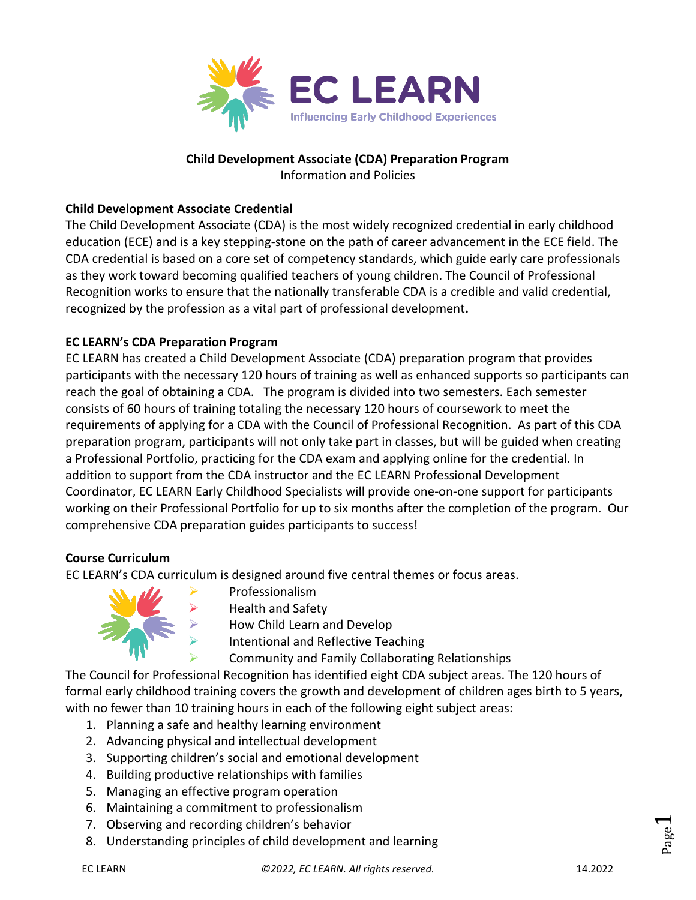# EC LEARN

Influencing Early Childhood Experiences

**Child Development Associate (CDA) Preparation Program**

Information and Policies

## Child Development Associate Credential

The Child Development Associate (CDA) is the most widely recognized credential in early childhood education (ECE) and is a key stepping-stone on the path of career advancement in the ECE field. The CDA credential is based on a core set of competency standards, which guide early care professionals as they work toward becoming qualified teachers of young children. The Council of Professional Recognition works to ensure that the nationally transferable CDA is a credible and valid credential, recognized by the profession as a vital part of professional development**.**

## EC LEARN's CDA Preparation Program

EC LEARN has created a Child Development Associate (CDA) preparation program that provides participants with the necessary 120 hours of training as well as enhanced supports so participants can reach the goal of obtaining a CDA. The program is divided into two semesters. Each semester consists of 60 hours of training totaling the necessary 120 hours of coursework to meet the requirements of applying for a CDA with the Council of Professional Recognition. As part of this CDA preparation program, participants will not only take part in classes, but will be guided when creating a Professional Portfolio, practicing for the CDA exam and applying online for the credential. In addition to support from the CDA instructor and the EC LEARN Professional Development Coordinator, EC LEARN Early Childhood Specialists will provide one-on-one support for participants working on their Professional Portfolio for up to six months after the completion of the program. Our comprehensive CDA preparation guides participants to success!

## Course Curriculum

EC LEARN's CDA curriculum is designed around five central themes or focus areas.

- Professionalism
- Health and Safety
- How Child Learn and Develop
- Intentional and Reflective Teaching
- Community and Family Collaborating Relationships

The Council for Professional Recognition has identified eight CDA subject areas. The 120 hours of formal early childhood training covers the growth and development of children ages birth to 5 years, with no fewer than 10 training hours in each of the following eight subject areas:

1. Planning a safe and healthy learning environment
2. Advancing physical and intellectual development
3. Supporting children's social and emotional development
4. Building productive relationships with families
5. Managing an effective program operation
6. Maintaining a commitment to professionalism
7. Observing and recording children's behavior
8. Understanding principles of child development and learning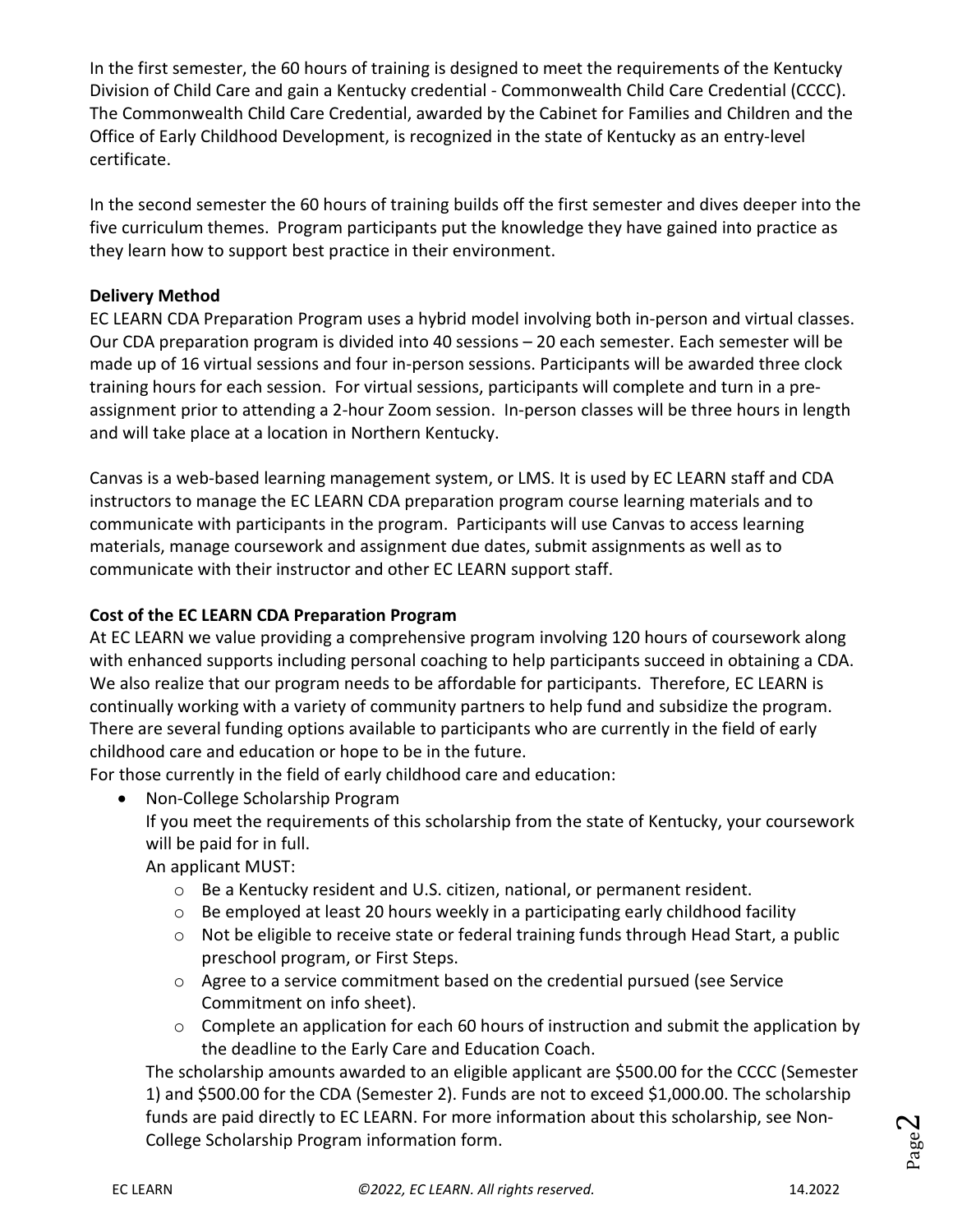In the first semester, the 60 hours of training is designed to meet the requirements of the Kentucky Division of Child Care and gain a Kentucky credential - Commonwealth Child Care Credential (CCCC). The Commonwealth Child Care Credential, awarded by the Cabinet for Families and Children and the Office of Early Childhood Development, is recognized in the state of Kentucky as an entry-level certificate.

In the second semester the 60 hours of training builds off the first semester and dives deeper into the five curriculum themes. Program participants put the knowledge they have gained into practice as they learn how to support best practice in their environment.

**Delivery Method**

EC LEARN CDA Preparation Program uses a hybrid model involving both in-person and virtual classes. Our CDA preparation program is divided into 40 sessions – 20 each semester. Each semester will be made up of 16 virtual sessions and four in-person sessions. Participants will be awarded three clock training hours for each session. For virtual sessions, participants will complete and turn in a pre-assignment prior to attending a 2-hour Zoom session. In-person classes will be three hours in length and will take place at a location in Northern Kentucky.

Canvas is a web-based learning management system, or LMS. It is used by EC LEARN staff and CDA instructors to manage the EC LEARN CDA preparation program course learning materials and to communicate with participants in the program. Participants will use Canvas to access learning materials, manage coursework and assignment due dates, submit assignments as well as to communicate with their instructor and other EC LEARN support staff.

**Cost of the EC LEARN CDA Preparation Program**

At EC LEARN we value providing a comprehensive program involving 120 hours of coursework along with enhanced supports including personal coaching to help participants succeed in obtaining a CDA. We also realize that our program needs to be affordable for participants. Therefore, EC LEARN is continually working with a variety of community partners to help fund and subsidize the program. There are several funding options available to participants who are currently in the field of early childhood care and education or hope to be in the future.

For those currently in the field of early childhood care and education:

- Non-College Scholarship Program

  If you meet the requirements of this scholarship from the state of Kentucky, your coursework will be paid for in full.

  An applicant MUST:

  - Be a Kentucky resident and U.S. citizen, national, or permanent resident.
  - Be employed at least 20 hours weekly in a participating early childhood facility
  - Not be eligible to receive state or federal training funds through Head Start, a public preschool program, or First Steps.
  - Agree to a service commitment based on the credential pursued (see Service Commitment on info sheet).
  - Complete an application for each 60 hours of instruction and submit the application by the deadline to the Early Care and Education Coach.

  The scholarship amounts awarded to an eligible applicant are $500.00 for the CCCC (Semester 1) and $500.00 for the CDA (Semester 2). Funds are not to exceed $1,000.00. The scholarship funds are paid directly to EC LEARN. For more information about this scholarship, see Non-College Scholarship Program information form.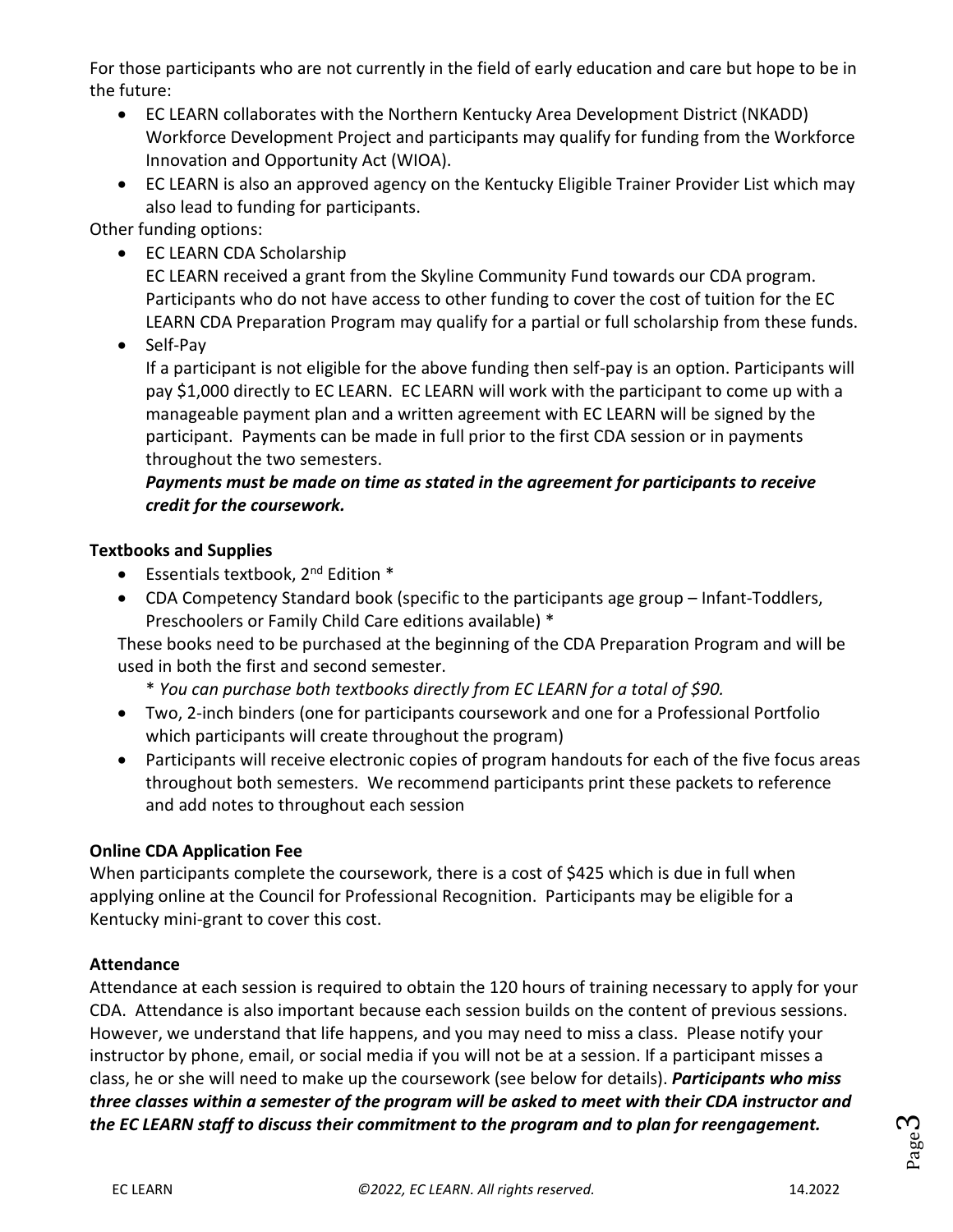For those participants who are not currently in the field of early education and care but hope to be in the future:

- EC LEARN collaborates with the Northern Kentucky Area Development District (NKADD) Workforce Development Project and participants may qualify for funding from the Workforce Innovation and Opportunity Act (WIOA).
- EC LEARN is also an approved agency on the Kentucky Eligible Trainer Provider List which may also lead to funding for participants.

Other funding options:

- EC LEARN CDA Scholarship
  EC LEARN received a grant from the Skyline Community Fund towards our CDA program. Participants who do not have access to other funding to cover the cost of tuition for the EC LEARN CDA Preparation Program may qualify for a partial or full scholarship from these funds.
- Self-Pay
  If a participant is not eligible for the above funding then self-pay is an option. Participants will pay $1,000 directly to EC LEARN. EC LEARN will work with the participant to come up with a manageable payment plan and a written agreement with EC LEARN will be signed by the participant. Payments can be made in full prior to the first CDA session or in payments throughout the two semesters.
  ***Payments must be made on time as stated in the agreement for participants to receive credit for the coursework.***

**Textbooks and Supplies**

- Essentials textbook, 2nd Edition *
- CDA Competency Standard book (specific to the participants age group – Infant-Toddlers, Preschoolers or Family Child Care editions available) *

These books need to be purchased at the beginning of the CDA Preparation Program and will be used in both the first and second semester.

\* *You can purchase both textbooks directly from EC LEARN for a total of $90.*

- Two, 2-inch binders (one for participants coursework and one for a Professional Portfolio which participants will create throughout the program)
- Participants will receive electronic copies of program handouts for each of the five focus areas throughout both semesters. We recommend participants print these packets to reference and add notes to throughout each session

**Online CDA Application Fee**

When participants complete the coursework, there is a cost of $425 which is due in full when applying online at the Council for Professional Recognition. Participants may be eligible for a Kentucky mini-grant to cover this cost.

**Attendance**

Attendance at each session is required to obtain the 120 hours of training necessary to apply for your CDA. Attendance is also important because each session builds on the content of previous sessions. However, we understand that life happens, and you may need to miss a class. Please notify your instructor by phone, email, or social media if you will not be at a session. If a participant misses a class, he or she will need to make up the coursework (see below for details). ***Participants who miss three classes within a semester of the program will be asked to meet with their CDA instructor and the EC LEARN staff to discuss their commitment to the program and to plan for reengagement.***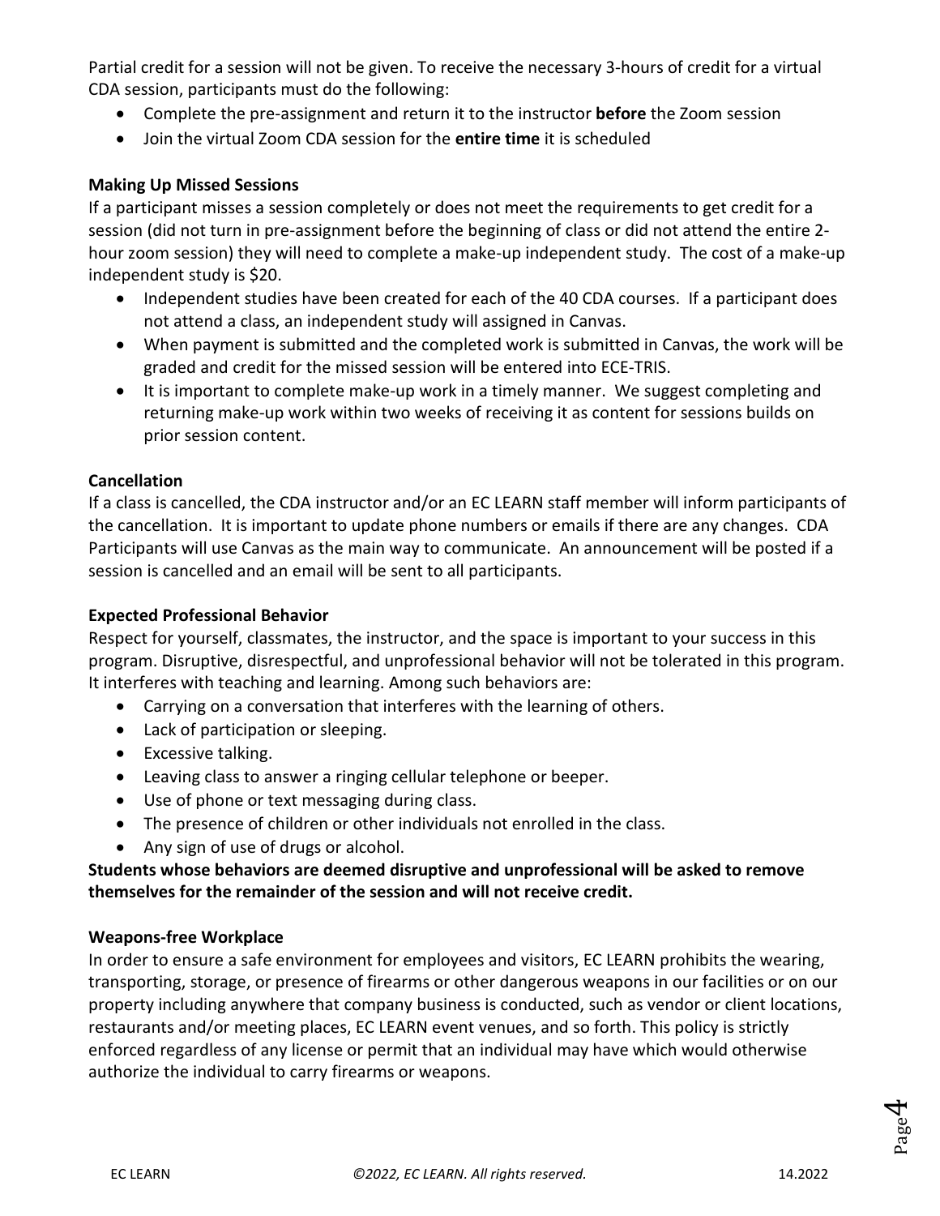Partial credit for a session will not be given. To receive the necessary 3-hours of credit for a virtual CDA session, participants must do the following:

- Complete the pre-assignment and return it to the instructor **before** the Zoom session
- Join the virtual Zoom CDA session for the **entire time** it is scheduled

**Making Up Missed Sessions**

If a participant misses a session completely or does not meet the requirements to get credit for a session (did not turn in pre-assignment before the beginning of class or did not attend the entire 2-hour zoom session) they will need to complete a make-up independent study. The cost of a make-up independent study is $20.

- Independent studies have been created for each of the 40 CDA courses. If a participant does not attend a class, an independent study will assigned in Canvas.
- When payment is submitted and the completed work is submitted in Canvas, the work will be graded and credit for the missed session will be entered into ECE-TRIS.
- It is important to complete make-up work in a timely manner. We suggest completing and returning make-up work within two weeks of receiving it as content for sessions builds on prior session content.

**Cancellation**

If a class is cancelled, the CDA instructor and/or an EC LEARN staff member will inform participants of the cancellation. It is important to update phone numbers or emails if there are any changes. CDA Participants will use Canvas as the main way to communicate. An announcement will be posted if a session is cancelled and an email will be sent to all participants.

**Expected Professional Behavior**

Respect for yourself, classmates, the instructor, and the space is important to your success in this program. Disruptive, disrespectful, and unprofessional behavior will not be tolerated in this program. It interferes with teaching and learning. Among such behaviors are:

- Carrying on a conversation that interferes with the learning of others.
- Lack of participation or sleeping.
- Excessive talking.
- Leaving class to answer a ringing cellular telephone or beeper.
- Use of phone or text messaging during class.
- The presence of children or other individuals not enrolled in the class.
- Any sign of use of drugs or alcohol.

**Students whose behaviors are deemed disruptive and unprofessional will be asked to remove themselves for the remainder of the session and will not receive credit.**

**Weapons-free Workplace**

In order to ensure a safe environment for employees and visitors, EC LEARN prohibits the wearing, transporting, storage, or presence of firearms or other dangerous weapons in our facilities or on our property including anywhere that company business is conducted, such as vendor or client locations, restaurants and/or meeting places, EC LEARN event venues, and so forth. This policy is strictly enforced regardless of any license or permit that an individual may have which would otherwise authorize the individual to carry firearms or weapons.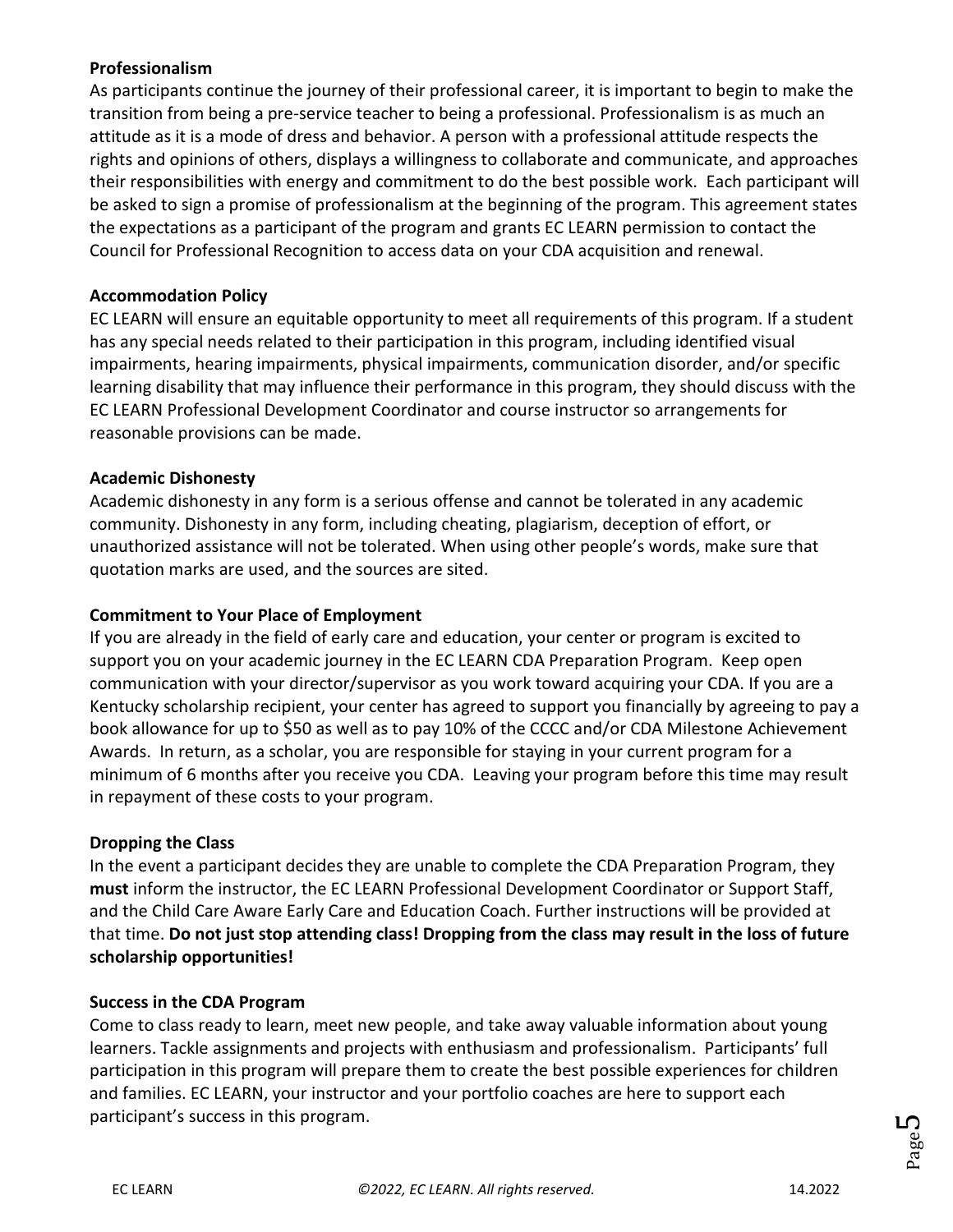**Professionalism**

As participants continue the journey of their professional career, it is important to begin to make the transition from being a pre-service teacher to being a professional. Professionalism is as much an attitude as it is a mode of dress and behavior. A person with a professional attitude respects the rights and opinions of others, displays a willingness to collaborate and communicate, and approaches their responsibilities with energy and commitment to do the best possible work. Each participant will be asked to sign a promise of professionalism at the beginning of the program. This agreement states the expectations as a participant of the program and grants EC LEARN permission to contact the Council for Professional Recognition to access data on your CDA acquisition and renewal.

**Accommodation Policy**

EC LEARN will ensure an equitable opportunity to meet all requirements of this program. If a student has any special needs related to their participation in this program, including identified visual impairments, hearing impairments, physical impairments, communication disorder, and/or specific learning disability that may influence their performance in this program, they should discuss with the EC LEARN Professional Development Coordinator and course instructor so arrangements for reasonable provisions can be made.

**Academic Dishonesty**

Academic dishonesty in any form is a serious offense and cannot be tolerated in any academic community. Dishonesty in any form, including cheating, plagiarism, deception of effort, or unauthorized assistance will not be tolerated. When using other people's words, make sure that quotation marks are used, and the sources are sited.

**Commitment to Your Place of Employment**

If you are already in the field of early care and education, your center or program is excited to support you on your academic journey in the EC LEARN CDA Preparation Program. Keep open communication with your director/supervisor as you work toward acquiring your CDA. If you are a Kentucky scholarship recipient, your center has agreed to support you financially by agreeing to pay a book allowance for up to $50 as well as to pay 10% of the CCCC and/or CDA Milestone Achievement Awards. In return, as a scholar, you are responsible for staying in your current program for a minimum of 6 months after you receive you CDA. Leaving your program before this time may result in repayment of these costs to your program.

**Dropping the Class**

In the event a participant decides they are unable to complete the CDA Preparation Program, they **must** inform the instructor, the EC LEARN Professional Development Coordinator or Support Staff, and the Child Care Aware Early Care and Education Coach. Further instructions will be provided at that time. **Do not just stop attending class! Dropping from the class may result in the loss of future scholarship opportunities!**

**Success in the CDA Program**

Come to class ready to learn, meet new people, and take away valuable information about young learners. Tackle assignments and projects with enthusiasm and professionalism. Participants' full participation in this program will prepare them to create the best possible experiences for children and families. EC LEARN, your instructor and your portfolio coaches are here to support each participant's success in this program.